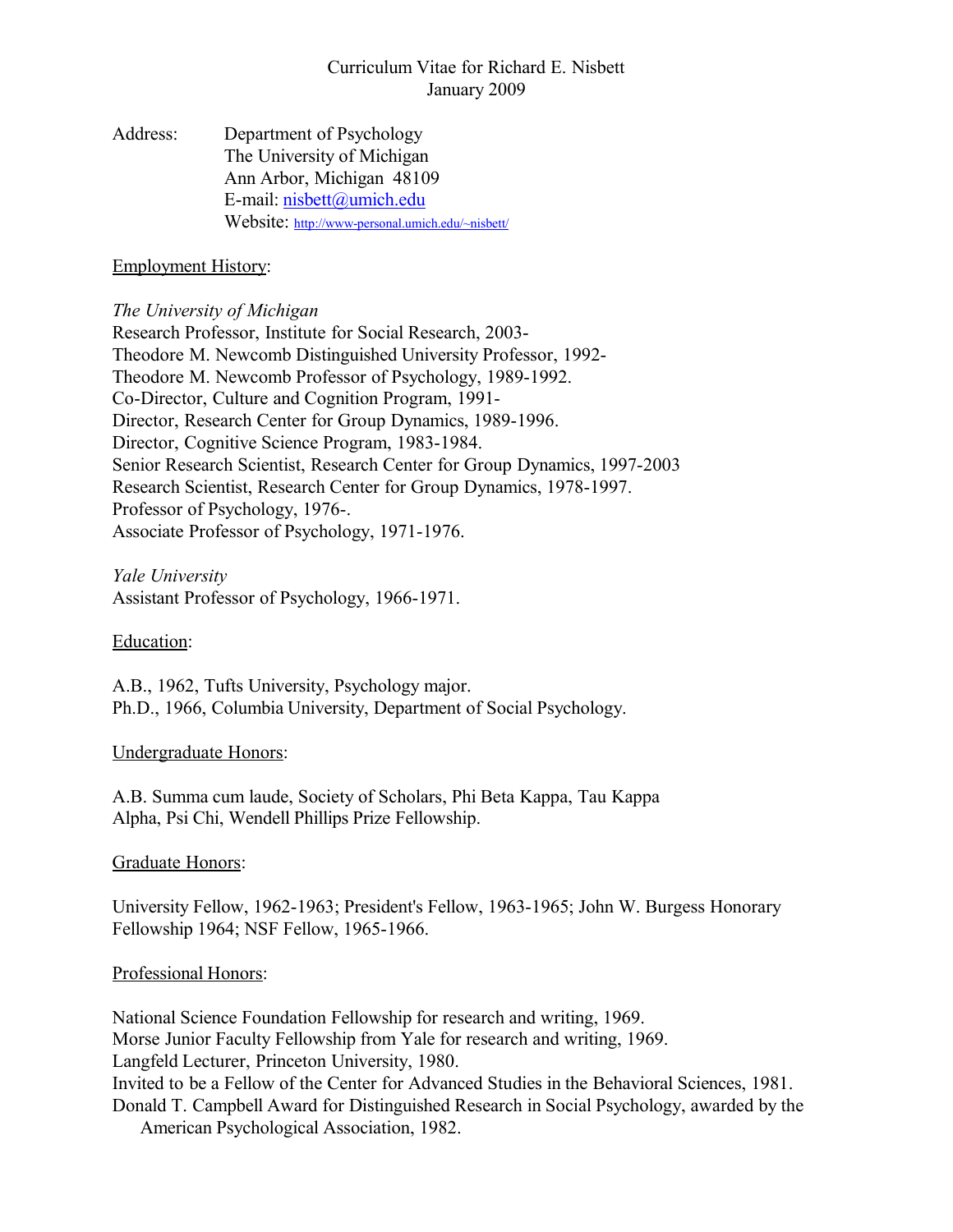# Curriculum Vitae for Richard E. Nisbett
January 2009

Address: Department of Psychology
The University of Michigan
Ann Arbor, Michigan 48109
E-mail: nisbett@umich.edu
Website: http://www-personal.umich.edu/~nisbett/

## Employment History:

*The University of Michigan*
Research Professor, Institute for Social Research, 2003-
Theodore M. Newcomb Distinguished University Professor, 1992-
Theodore M. Newcomb Professor of Psychology, 1989-1992.
Co-Director, Culture and Cognition Program, 1991-
Director, Research Center for Group Dynamics, 1989-1996.
Director, Cognitive Science Program, 1983-1984.
Senior Research Scientist, Research Center for Group Dynamics, 1997-2003
Research Scientist, Research Center for Group Dynamics, 1978-1997.
Professor of Psychology, 1976-.
Associate Professor of Psychology, 1971-1976.

*Yale University*
Assistant Professor of Psychology, 1966-1971.

## Education:

A.B., 1962, Tufts University, Psychology major.
Ph.D., 1966, Columbia University, Department of Social Psychology.

## Undergraduate Honors:

A.B. Summa cum laude, Society of Scholars, Phi Beta Kappa, Tau Kappa Alpha, Psi Chi, Wendell Phillips Prize Fellowship.

## Graduate Honors:

University Fellow, 1962-1963; President's Fellow, 1963-1965; John W. Burgess Honorary Fellowship 1964; NSF Fellow, 1965-1966.

## Professional Honors:

National Science Foundation Fellowship for research and writing, 1969.
Morse Junior Faculty Fellowship from Yale for research and writing, 1969.
Langfeld Lecturer, Princeton University, 1980.
Invited to be a Fellow of the Center for Advanced Studies in the Behavioral Sciences, 1981.
Donald T. Campbell Award for Distinguished Research in Social Psychology, awarded by the American Psychological Association, 1982.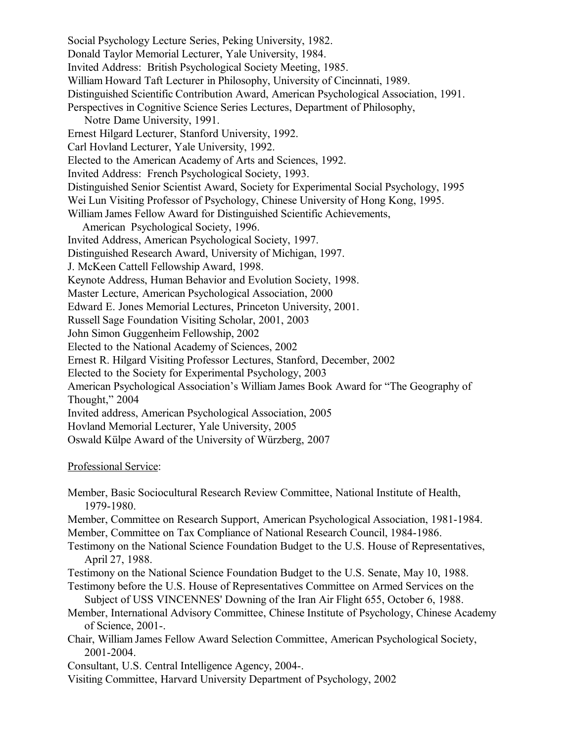Social Psychology Lecture Series, Peking University, 1982.
Donald Taylor Memorial Lecturer, Yale University, 1984.
Invited Address: British Psychological Society Meeting, 1985.
William Howard Taft Lecturer in Philosophy, University of Cincinnati, 1989.
Distinguished Scientific Contribution Award, American Psychological Association, 1991.
Perspectives in Cognitive Science Series Lectures, Department of Philosophy, Notre Dame University, 1991.
Ernest Hilgard Lecturer, Stanford University, 1992.
Carl Hovland Lecturer, Yale University, 1992.
Elected to the American Academy of Arts and Sciences, 1992.
Invited Address: French Psychological Society, 1993.
Distinguished Senior Scientist Award, Society for Experimental Social Psychology, 1995
Wei Lun Visiting Professor of Psychology, Chinese University of Hong Kong, 1995.
William James Fellow Award for Distinguished Scientific Achievements, American Psychological Society, 1996.
Invited Address, American Psychological Society, 1997.
Distinguished Research Award, University of Michigan, 1997.
J. McKeen Cattell Fellowship Award, 1998.
Keynote Address, Human Behavior and Evolution Society, 1998.
Master Lecture, American Psychological Association, 2000
Edward E. Jones Memorial Lectures, Princeton University, 2001.
Russell Sage Foundation Visiting Scholar, 2001, 2003
John Simon Guggenheim Fellowship, 2002
Elected to the National Academy of Sciences, 2002
Ernest R. Hilgard Visiting Professor Lectures, Stanford, December, 2002
Elected to the Society for Experimental Psychology, 2003
American Psychological Association's William James Book Award for "The Geography of Thought," 2004
Invited address, American Psychological Association, 2005
Hovland Memorial Lecturer, Yale University, 2005
Oswald Külpe Award of the University of Würzberg, 2007

Professional Service:

Member, Basic Sociocultural Research Review Committee, National Institute of Health, 1979-1980.
Member, Committee on Research Support, American Psychological Association, 1981-1984.
Member, Committee on Tax Compliance of National Research Council, 1984-1986.
Testimony on the National Science Foundation Budget to the U.S. House of Representatives, April 27, 1988.
Testimony on the National Science Foundation Budget to the U.S. Senate, May 10, 1988.
Testimony before the U.S. House of Representatives Committee on Armed Services on the Subject of USS VINCENNES' Downing of the Iran Air Flight 655, October 6, 1988.
Member, International Advisory Committee, Chinese Institute of Psychology, Chinese Academy of Science, 2001-.
Chair, William James Fellow Award Selection Committee, American Psychological Society, 2001-2004.
Consultant, U.S. Central Intelligence Agency, 2004-.
Visiting Committee, Harvard University Department of Psychology, 2002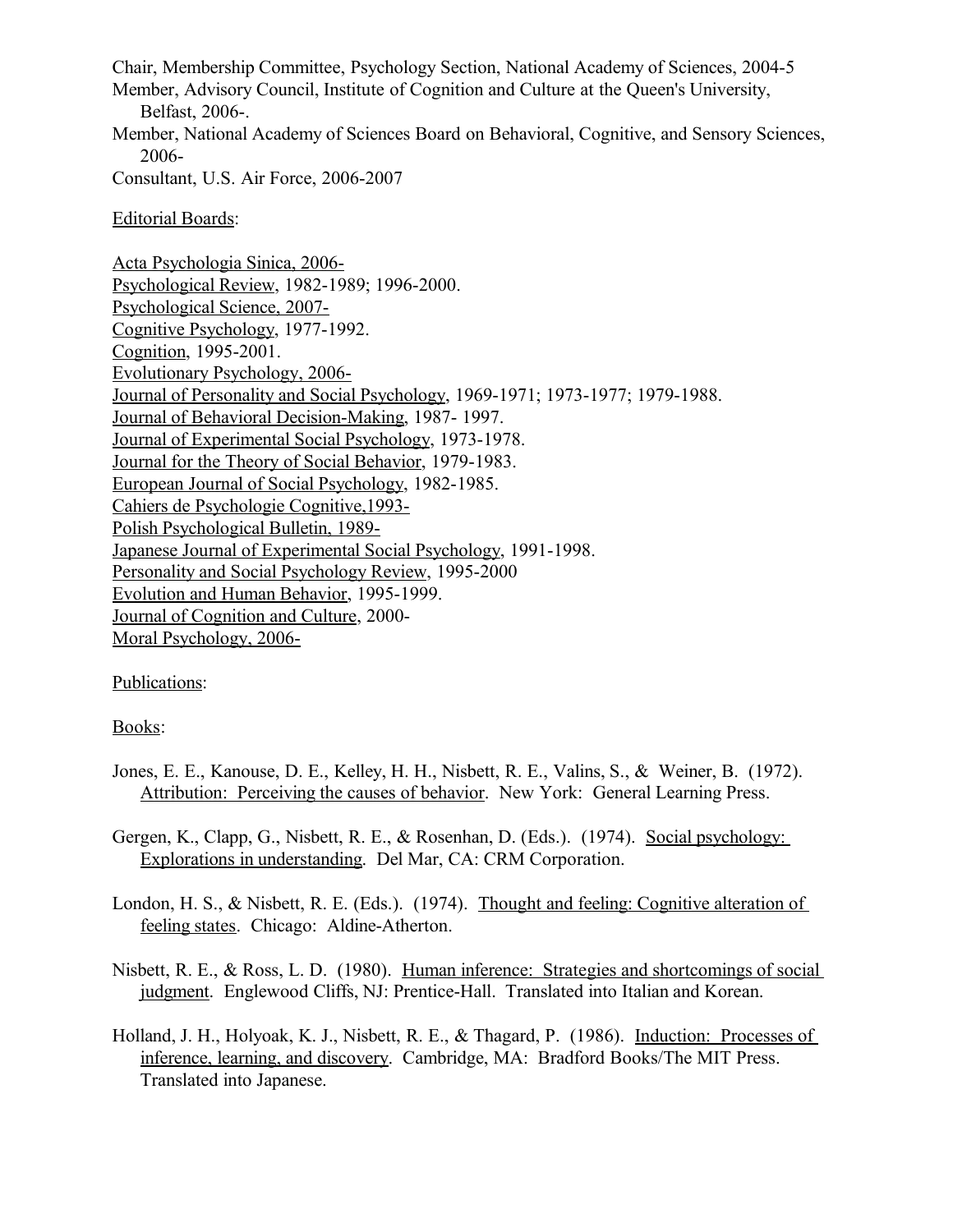Chair, Membership Committee, Psychology Section, National Academy of Sciences, 2004-5

Member, Advisory Council, Institute of Cognition and Culture at the Queen's University, Belfast, 2006-.

Member, National Academy of Sciences Board on Behavioral, Cognitive, and Sensory Sciences, 2006-

Consultant, U.S. Air Force, 2006-2007

Editorial Boards:

Acta Psychologia Sinica, 2006-
Psychological Review, 1982-1989; 1996-2000.
Psychological Science, 2007-
Cognitive Psychology, 1977-1992.
Cognition, 1995-2001.
Evolutionary Psychology, 2006-
Journal of Personality and Social Psychology, 1969-1971; 1973-1977; 1979-1988.
Journal of Behavioral Decision-Making, 1987- 1997.
Journal of Experimental Social Psychology, 1973-1978.
Journal for the Theory of Social Behavior, 1979-1983.
European Journal of Social Psychology, 1982-1985.
Cahiers de Psychologie Cognitive,1993-
Polish Psychological Bulletin, 1989-
Japanese Journal of Experimental Social Psychology, 1991-1998.
Personality and Social Psychology Review, 1995-2000
Evolution and Human Behavior, 1995-1999.
Journal of Cognition and Culture, 2000-
Moral Psychology, 2006-

Publications:

Books:

Jones, E. E., Kanouse, D. E., Kelley, H. H., Nisbett, R. E., Valins, S., & Weiner, B. (1972). Attribution: Perceiving the causes of behavior. New York: General Learning Press.

Gergen, K., Clapp, G., Nisbett, R. E., & Rosenhan, D. (Eds.). (1974). Social psychology: Explorations in understanding. Del Mar, CA: CRM Corporation.

London, H. S., & Nisbett, R. E. (Eds.). (1974). Thought and feeling: Cognitive alteration of feeling states. Chicago: Aldine-Atherton.

Nisbett, R. E., & Ross, L. D. (1980). Human inference: Strategies and shortcomings of social judgment. Englewood Cliffs, NJ: Prentice-Hall. Translated into Italian and Korean.

Holland, J. H., Holyoak, K. J., Nisbett, R. E., & Thagard, P. (1986). Induction: Processes of inference, learning, and discovery. Cambridge, MA: Bradford Books/The MIT Press. Translated into Japanese.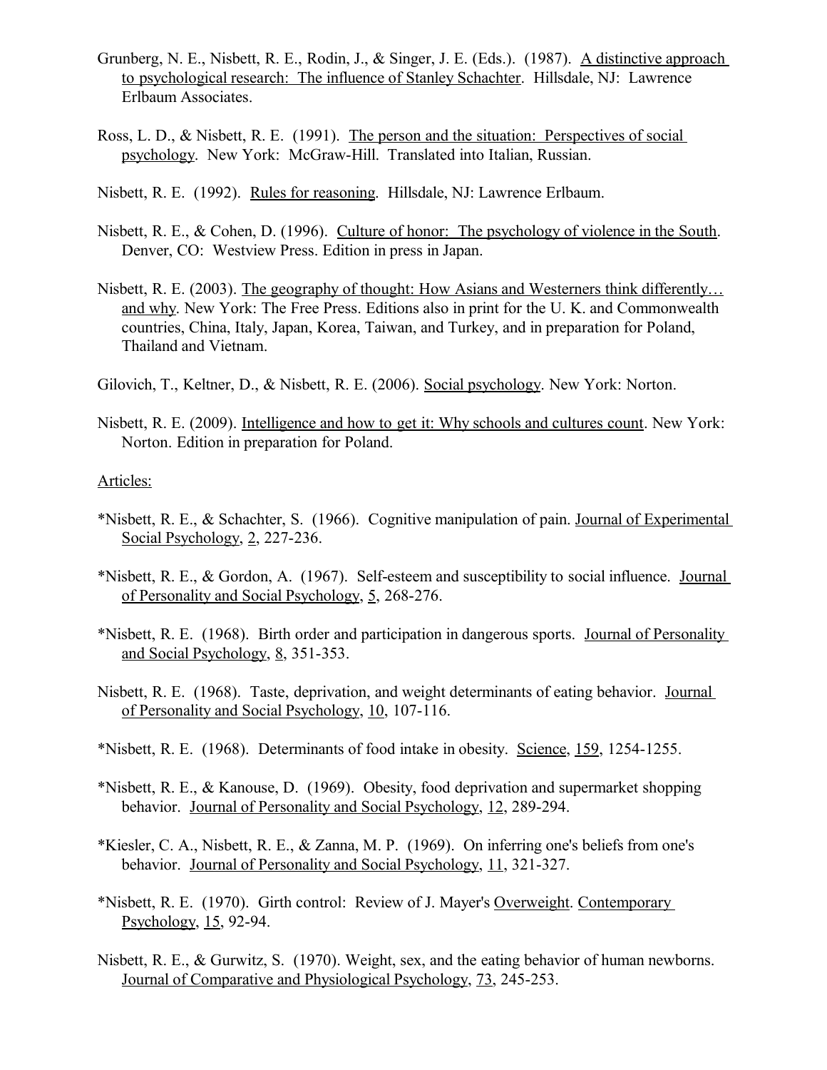Grunberg, N. E., Nisbett, R. E., Rodin, J., & Singer, J. E. (Eds.). (1987). A distinctive approach to psychological research: The influence of Stanley Schachter. Hillsdale, NJ: Lawrence Erlbaum Associates.

Ross, L. D., & Nisbett, R. E. (1991). The person and the situation: Perspectives of social psychology. New York: McGraw-Hill. Translated into Italian, Russian.

Nisbett, R. E. (1992). Rules for reasoning. Hillsdale, NJ: Lawrence Erlbaum.

Nisbett, R. E., & Cohen, D. (1996). Culture of honor: The psychology of violence in the South. Denver, CO: Westview Press. Edition in press in Japan.

Nisbett, R. E. (2003). The geography of thought: How Asians and Westerners think differently… and why. New York: The Free Press. Editions also in print for the U. K. and Commonwealth countries, China, Italy, Japan, Korea, Taiwan, and Turkey, and in preparation for Poland, Thailand and Vietnam.

Gilovich, T., Keltner, D., & Nisbett, R. E. (2006). Social psychology. New York: Norton.

Nisbett, R. E. (2009). Intelligence and how to get it: Why schools and cultures count. New York: Norton. Edition in preparation for Poland.

Articles:

*Nisbett, R. E., & Schachter, S. (1966). Cognitive manipulation of pain. Journal of Experimental Social Psychology, 2, 227-236.

*Nisbett, R. E., & Gordon, A. (1967). Self-esteem and susceptibility to social influence. Journal of Personality and Social Psychology, 5, 268-276.

*Nisbett, R. E. (1968). Birth order and participation in dangerous sports. Journal of Personality and Social Psychology, 8, 351-353.

Nisbett, R. E. (1968). Taste, deprivation, and weight determinants of eating behavior. Journal of Personality and Social Psychology, 10, 107-116.

*Nisbett, R. E. (1968). Determinants of food intake in obesity. Science, 159, 1254-1255.

*Nisbett, R. E., & Kanouse, D. (1969). Obesity, food deprivation and supermarket shopping behavior. Journal of Personality and Social Psychology, 12, 289-294.

*Kiesler, C. A., Nisbett, R. E., & Zanna, M. P. (1969). On inferring one's beliefs from one's behavior. Journal of Personality and Social Psychology, 11, 321-327.

*Nisbett, R. E. (1970). Girth control: Review of J. Mayer's Overweight. Contemporary Psychology, 15, 92-94.

Nisbett, R. E., & Gurwitz, S. (1970). Weight, sex, and the eating behavior of human newborns. Journal of Comparative and Physiological Psychology, 73, 245-253.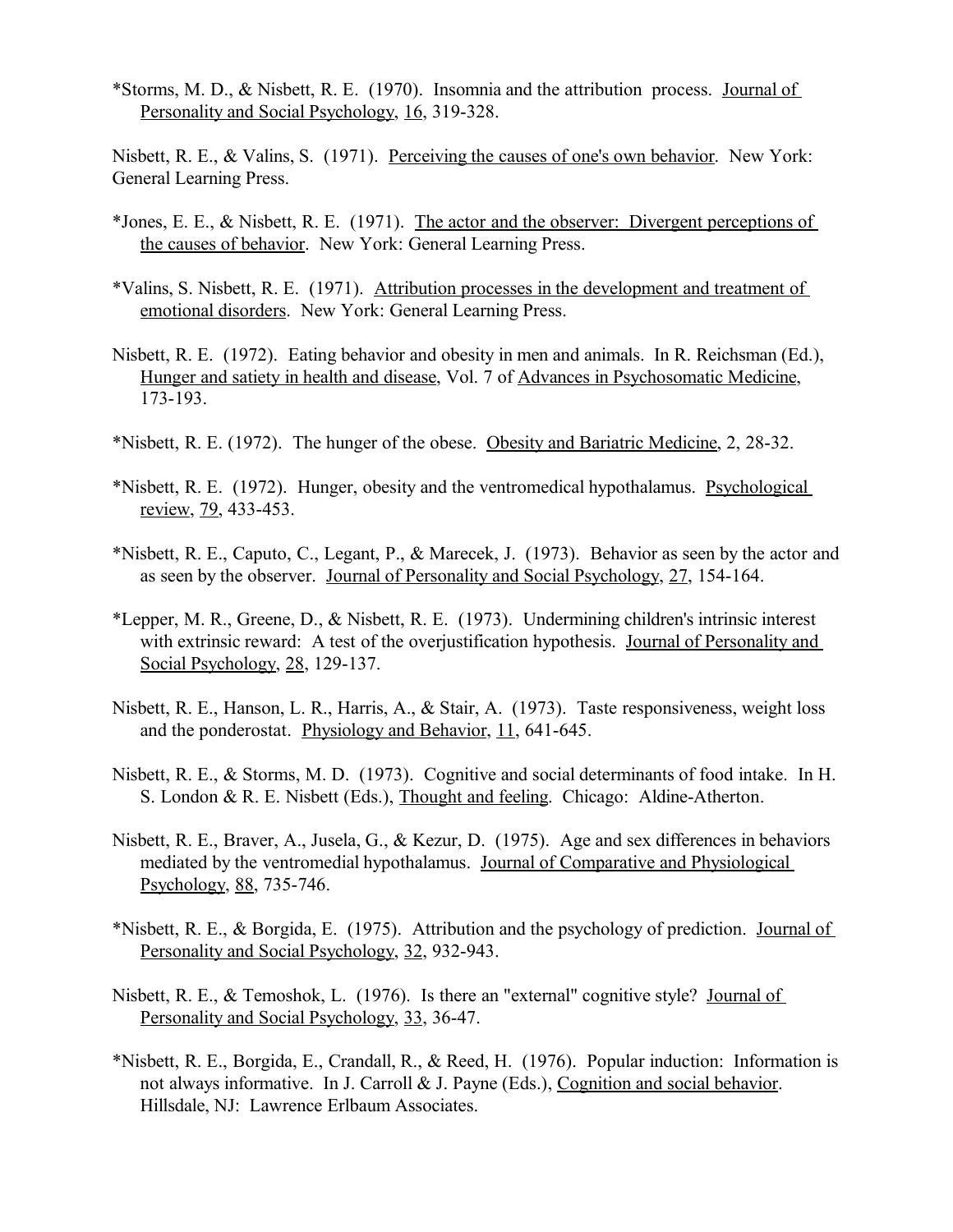*Storms, M. D., & Nisbett, R. E. (1970). Insomnia and the attribution process. Journal of Personality and Social Psychology, 16, 319-328.

Nisbett, R. E., & Valins, S. (1971). Perceiving the causes of one's own behavior. New York: General Learning Press.

*Jones, E. E., & Nisbett, R. E. (1971). The actor and the observer: Divergent perceptions of the causes of behavior. New York: General Learning Press.

*Valins, S. Nisbett, R. E. (1971). Attribution processes in the development and treatment of emotional disorders. New York: General Learning Press.

Nisbett, R. E. (1972). Eating behavior and obesity in men and animals. In R. Reichsman (Ed.), Hunger and satiety in health and disease, Vol. 7 of Advances in Psychosomatic Medicine, 173-193.

*Nisbett, R. E. (1972). The hunger of the obese. Obesity and Bariatric Medicine, 2, 28-32.

*Nisbett, R. E. (1972). Hunger, obesity and the ventromedical hypothalamus. Psychological review, 79, 433-453.

*Nisbett, R. E., Caputo, C., Legant, P., & Marecek, J. (1973). Behavior as seen by the actor and as seen by the observer. Journal of Personality and Social Psychology, 27, 154-164.

*Lepper, M. R., Greene, D., & Nisbett, R. E. (1973). Undermining children's intrinsic interest with extrinsic reward: A test of the overjustification hypothesis. Journal of Personality and Social Psychology, 28, 129-137.

Nisbett, R. E., Hanson, L. R., Harris, A., & Stair, A. (1973). Taste responsiveness, weight loss and the ponderostat. Physiology and Behavior, 11, 641-645.

Nisbett, R. E., & Storms, M. D. (1973). Cognitive and social determinants of food intake. In H. S. London & R. E. Nisbett (Eds.), Thought and feeling. Chicago: Aldine-Atherton.

Nisbett, R. E., Braver, A., Jusela, G., & Kezur, D. (1975). Age and sex differences in behaviors mediated by the ventromedial hypothalamus. Journal of Comparative and Physiological Psychology, 88, 735-746.

*Nisbett, R. E., & Borgida, E. (1975). Attribution and the psychology of prediction. Journal of Personality and Social Psychology, 32, 932-943.

Nisbett, R. E., & Temoshok, L. (1976). Is there an "external" cognitive style? Journal of Personality and Social Psychology, 33, 36-47.

*Nisbett, R. E., Borgida, E., Crandall, R., & Reed, H. (1976). Popular induction: Information is not always informative. In J. Carroll & J. Payne (Eds.), Cognition and social behavior. Hillsdale, NJ: Lawrence Erlbaum Associates.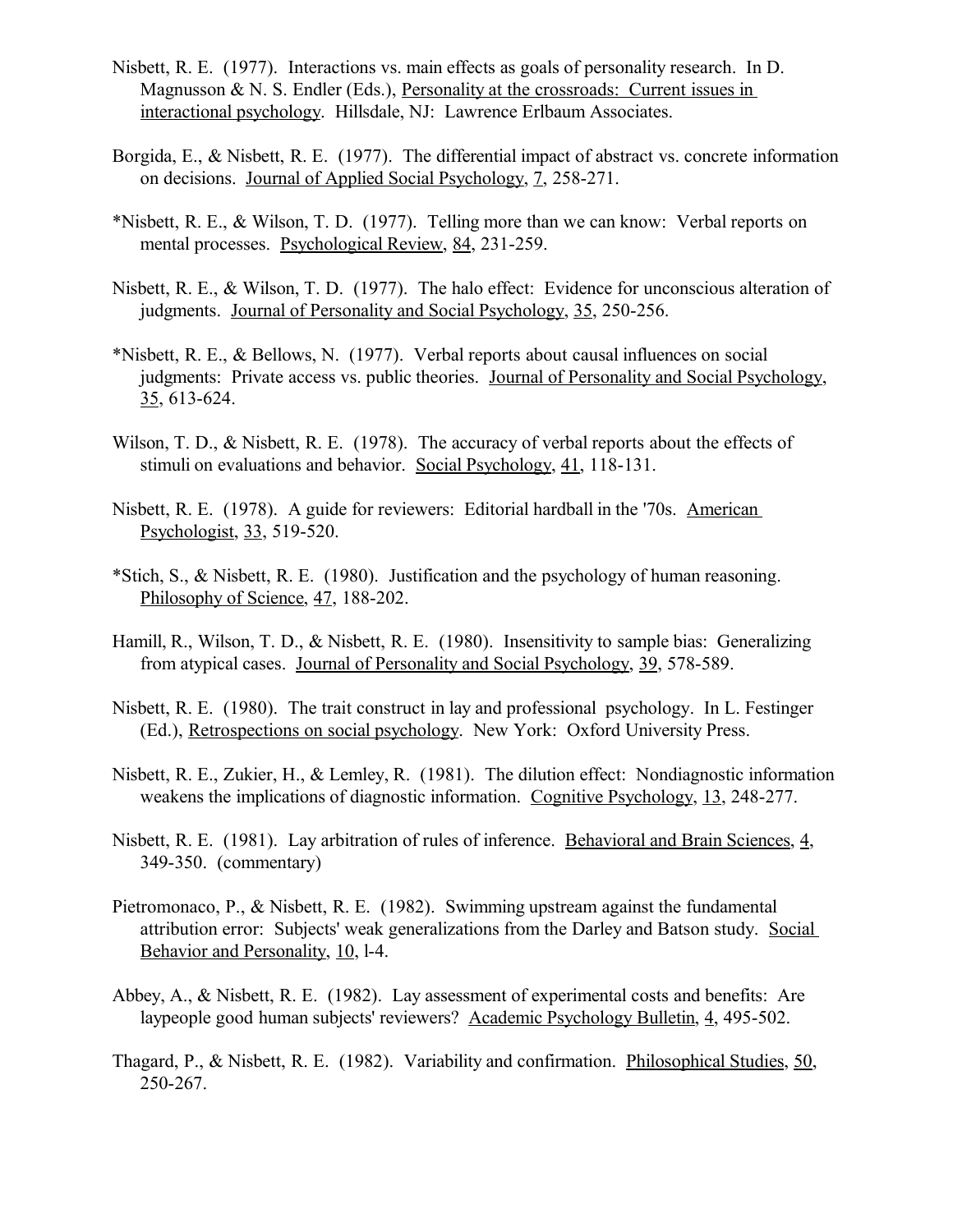Nisbett, R. E. (1977). Interactions vs. main effects as goals of personality research. In D. Magnusson & N. S. Endler (Eds.), Personality at the crossroads: Current issues in interactional psychology. Hillsdale, NJ: Lawrence Erlbaum Associates.

Borgida, E., & Nisbett, R. E. (1977). The differential impact of abstract vs. concrete information on decisions. Journal of Applied Social Psychology, 7, 258-271.

*Nisbett, R. E., & Wilson, T. D. (1977). Telling more than we can know: Verbal reports on mental processes. Psychological Review, 84, 231-259.

Nisbett, R. E., & Wilson, T. D. (1977). The halo effect: Evidence for unconscious alteration of judgments. Journal of Personality and Social Psychology, 35, 250-256.

*Nisbett, R. E., & Bellows, N. (1977). Verbal reports about causal influences on social judgments: Private access vs. public theories. Journal of Personality and Social Psychology, 35, 613-624.

Wilson, T. D., & Nisbett, R. E. (1978). The accuracy of verbal reports about the effects of stimuli on evaluations and behavior. Social Psychology, 41, 118-131.

Nisbett, R. E. (1978). A guide for reviewers: Editorial hardball in the '70s. American Psychologist, 33, 519-520.

*Stich, S., & Nisbett, R. E. (1980). Justification and the psychology of human reasoning. Philosophy of Science, 47, 188-202.

Hamill, R., Wilson, T. D., & Nisbett, R. E. (1980). Insensitivity to sample bias: Generalizing from atypical cases. Journal of Personality and Social Psychology, 39, 578-589.

Nisbett, R. E. (1980). The trait construct in lay and professional psychology. In L. Festinger (Ed.), Retrospections on social psychology. New York: Oxford University Press.

Nisbett, R. E., Zukier, H., & Lemley, R. (1981). The dilution effect: Nondiagnostic information weakens the implications of diagnostic information. Cognitive Psychology, 13, 248-277.

Nisbett, R. E. (1981). Lay arbitration of rules of inference. Behavioral and Brain Sciences, 4, 349-350. (commentary)

Pietromonaco, P., & Nisbett, R. E. (1982). Swimming upstream against the fundamental attribution error: Subjects' weak generalizations from the Darley and Batson study. Social Behavior and Personality, 10, l-4.

Abbey, A., & Nisbett, R. E. (1982). Lay assessment of experimental costs and benefits: Are laypeople good human subjects' reviewers? Academic Psychology Bulletin, 4, 495-502.

Thagard, P., & Nisbett, R. E. (1982). Variability and confirmation. Philosophical Studies, 50, 250-267.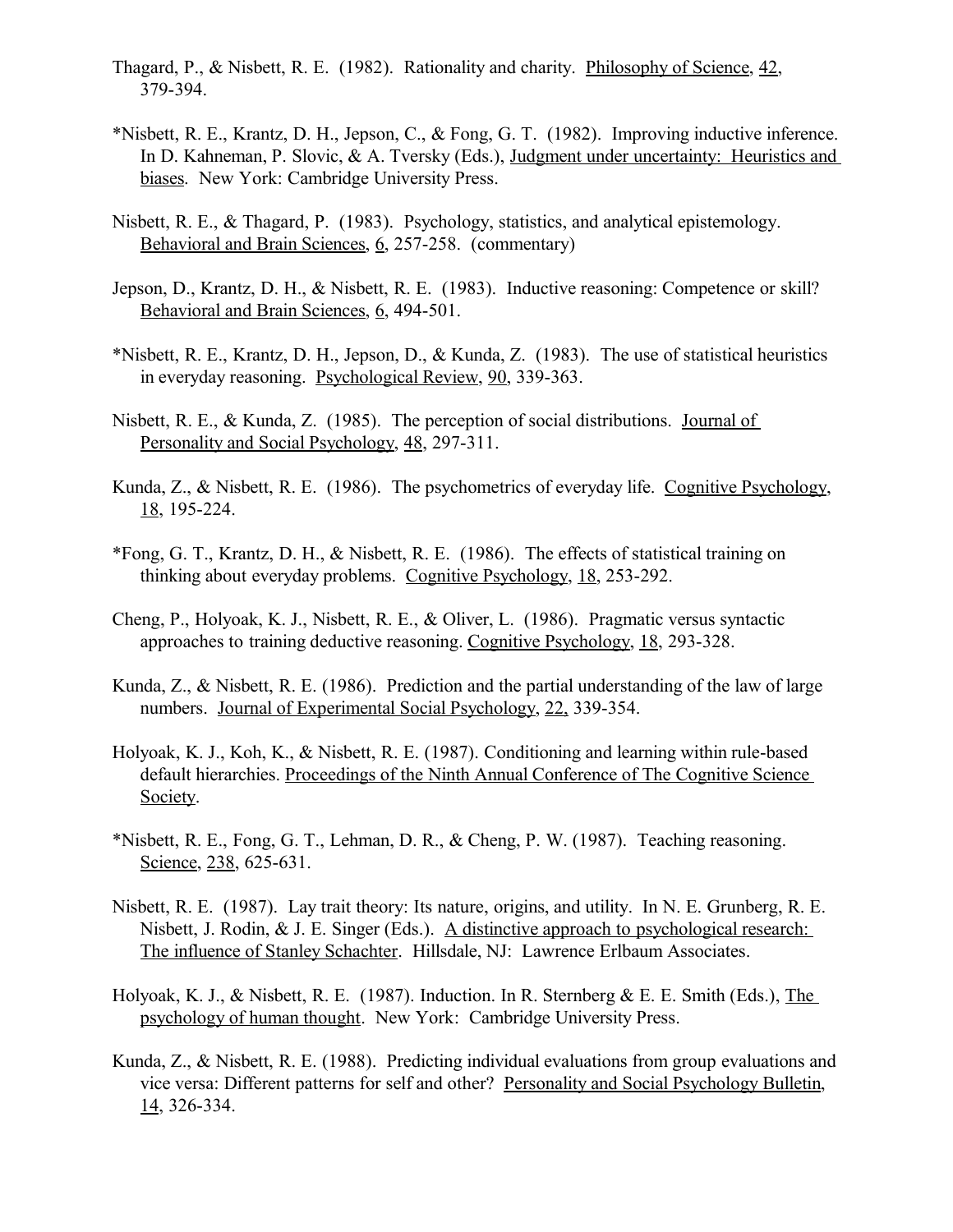Thagard, P., & Nisbett, R. E. (1982). Rationality and charity. Philosophy of Science, 42, 379-394.

*Nisbett, R. E., Krantz, D. H., Jepson, C., & Fong, G. T. (1982). Improving inductive inference. In D. Kahneman, P. Slovic, & A. Tversky (Eds.), Judgment under uncertainty: Heuristics and biases. New York: Cambridge University Press.

Nisbett, R. E., & Thagard, P. (1983). Psychology, statistics, and analytical epistemology. Behavioral and Brain Sciences, 6, 257-258. (commentary)

Jepson, D., Krantz, D. H., & Nisbett, R. E. (1983). Inductive reasoning: Competence or skill? Behavioral and Brain Sciences, 6, 494-501.

*Nisbett, R. E., Krantz, D. H., Jepson, D., & Kunda, Z. (1983). The use of statistical heuristics in everyday reasoning. Psychological Review, 90, 339-363.

Nisbett, R. E., & Kunda, Z. (1985). The perception of social distributions. Journal of Personality and Social Psychology, 48, 297-311.

Kunda, Z., & Nisbett, R. E. (1986). The psychometrics of everyday life. Cognitive Psychology, 18, 195-224.

*Fong, G. T., Krantz, D. H., & Nisbett, R. E. (1986). The effects of statistical training on thinking about everyday problems. Cognitive Psychology, 18, 253-292.

Cheng, P., Holyoak, K. J., Nisbett, R. E., & Oliver, L. (1986). Pragmatic versus syntactic approaches to training deductive reasoning. Cognitive Psychology, 18, 293-328.

Kunda, Z., & Nisbett, R. E. (1986). Prediction and the partial understanding of the law of large numbers. Journal of Experimental Social Psychology, 22, 339-354.

Holyoak, K. J., Koh, K., & Nisbett, R. E. (1987). Conditioning and learning within rule-based default hierarchies. Proceedings of the Ninth Annual Conference of The Cognitive Science Society.

*Nisbett, R. E., Fong, G. T., Lehman, D. R., & Cheng, P. W. (1987). Teaching reasoning. Science, 238, 625-631.

Nisbett, R. E. (1987). Lay trait theory: Its nature, origins, and utility. In N. E. Grunberg, R. E. Nisbett, J. Rodin, & J. E. Singer (Eds.). A distinctive approach to psychological research: The influence of Stanley Schachter. Hillsdale, NJ: Lawrence Erlbaum Associates.

Holyoak, K. J., & Nisbett, R. E. (1987). Induction. In R. Sternberg & E. E. Smith (Eds.), The psychology of human thought. New York: Cambridge University Press.

Kunda, Z., & Nisbett, R. E. (1988). Predicting individual evaluations from group evaluations and vice versa: Different patterns for self and other? Personality and Social Psychology Bulletin, 14, 326-334.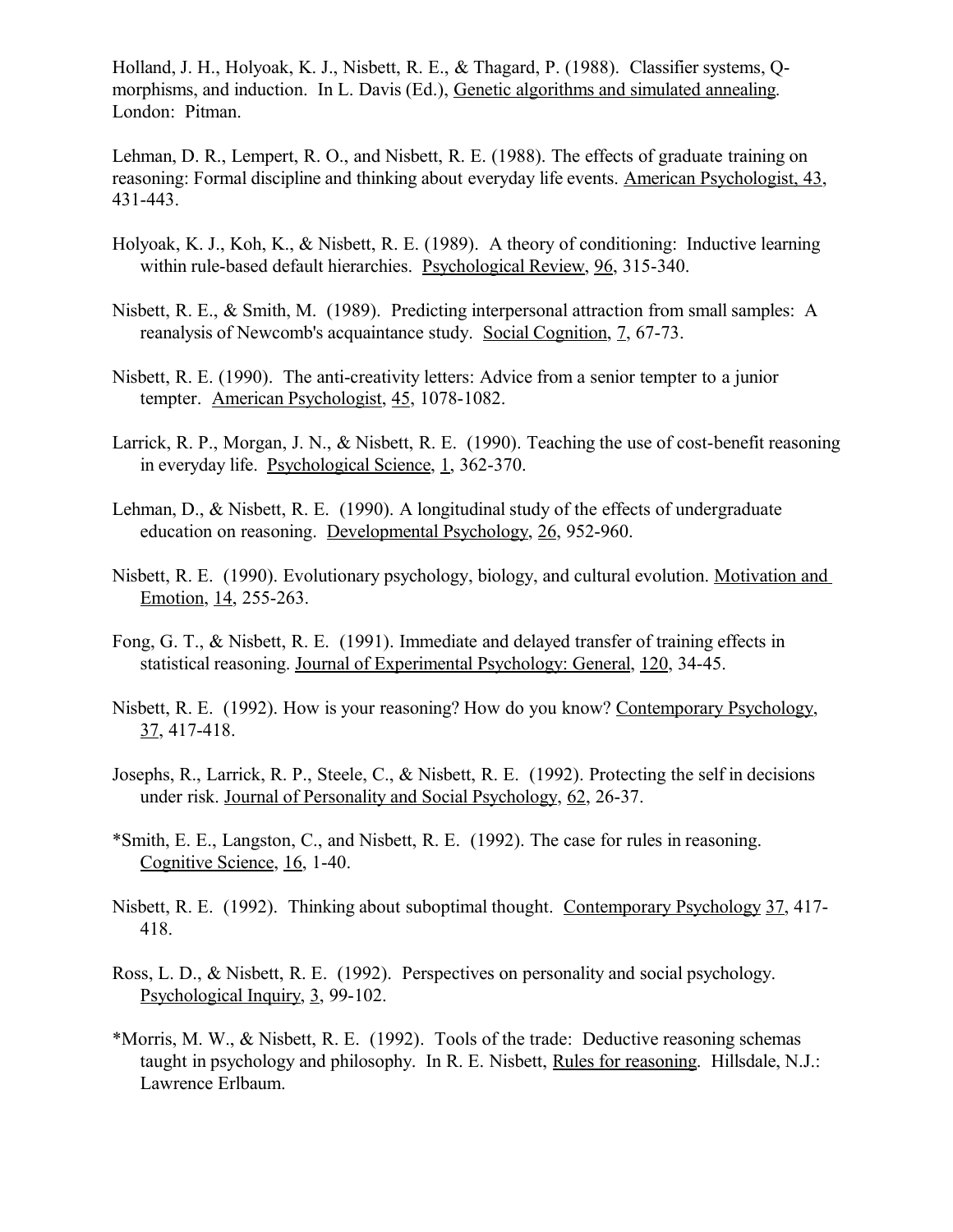Holland, J. H., Holyoak, K. J., Nisbett, R. E., & Thagard, P. (1988). Classifier systems, Q-morphisms, and induction. In L. Davis (Ed.), Genetic algorithms and simulated annealing. London: Pitman.

Lehman, D. R., Lempert, R. O., and Nisbett, R. E. (1988). The effects of graduate training on reasoning: Formal discipline and thinking about everyday life events. American Psychologist, 43, 431-443.

Holyoak, K. J., Koh, K., & Nisbett, R. E. (1989). A theory of conditioning: Inductive learning within rule-based default hierarchies. Psychological Review, 96, 315-340.

Nisbett, R. E., & Smith, M. (1989). Predicting interpersonal attraction from small samples: A reanalysis of Newcomb's acquaintance study. Social Cognition, 7, 67-73.

Nisbett, R. E. (1990). The anti-creativity letters: Advice from a senior tempter to a junior tempter. American Psychologist, 45, 1078-1082.

Larrick, R. P., Morgan, J. N., & Nisbett, R. E. (1990). Teaching the use of cost-benefit reasoning in everyday life. Psychological Science, 1, 362-370.

Lehman, D., & Nisbett, R. E. (1990). A longitudinal study of the effects of undergraduate education on reasoning. Developmental Psychology, 26, 952-960.

Nisbett, R. E. (1990). Evolutionary psychology, biology, and cultural evolution. Motivation and Emotion, 14, 255-263.

Fong, G. T., & Nisbett, R. E. (1991). Immediate and delayed transfer of training effects in statistical reasoning. Journal of Experimental Psychology: General, 120, 34-45.

Nisbett, R. E. (1992). How is your reasoning? How do you know? Contemporary Psychology, 37, 417-418.

Josephs, R., Larrick, R. P., Steele, C., & Nisbett, R. E. (1992). Protecting the self in decisions under risk. Journal of Personality and Social Psychology, 62, 26-37.

*Smith, E. E., Langston, C., and Nisbett, R. E. (1992). The case for rules in reasoning. Cognitive Science, 16, 1-40.

Nisbett, R. E. (1992). Thinking about suboptimal thought. Contemporary Psychology 37, 417-418.

Ross, L. D., & Nisbett, R. E. (1992). Perspectives on personality and social psychology. Psychological Inquiry, 3, 99-102.

*Morris, M. W., & Nisbett, R. E. (1992). Tools of the trade: Deductive reasoning schemas taught in psychology and philosophy. In R. E. Nisbett, Rules for reasoning. Hillsdale, N.J.: Lawrence Erlbaum.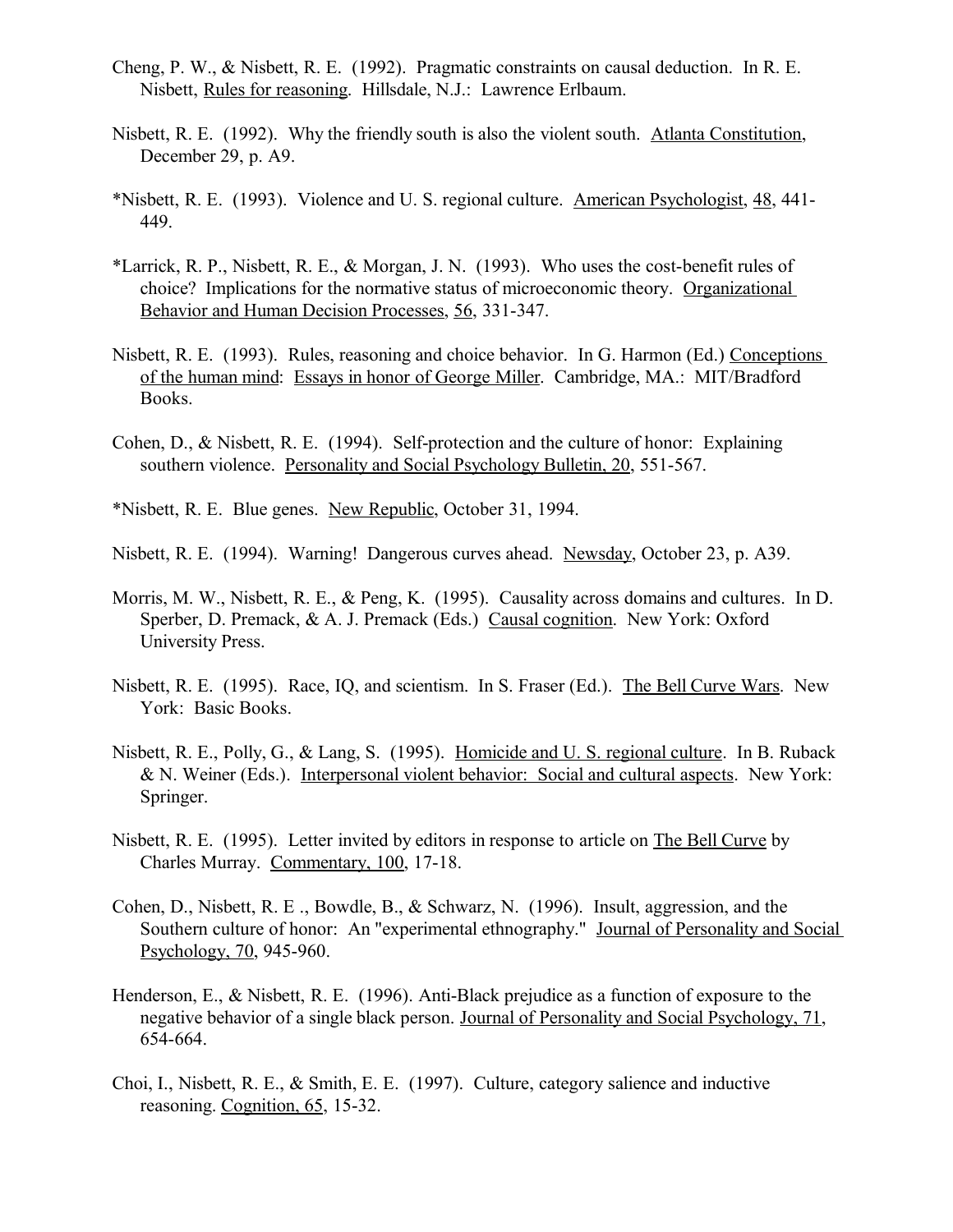Cheng, P. W., & Nisbett, R. E. (1992). Pragmatic constraints on causal deduction. In R. E. Nisbett, Rules for reasoning. Hillsdale, N.J.: Lawrence Erlbaum.

Nisbett, R. E. (1992). Why the friendly south is also the violent south. Atlanta Constitution, December 29, p. A9.

*Nisbett, R. E. (1993). Violence and U. S. regional culture. American Psychologist, 48, 441-449.

*Larrick, R. P., Nisbett, R. E., & Morgan, J. N. (1993). Who uses the cost-benefit rules of choice? Implications for the normative status of microeconomic theory. Organizational Behavior and Human Decision Processes, 56, 331-347.

Nisbett, R. E. (1993). Rules, reasoning and choice behavior. In G. Harmon (Ed.) Conceptions of the human mind: Essays in honor of George Miller. Cambridge, MA.: MIT/Bradford Books.

Cohen, D., & Nisbett, R. E. (1994). Self-protection and the culture of honor: Explaining southern violence. Personality and Social Psychology Bulletin, 20, 551-567.

*Nisbett, R. E. Blue genes. New Republic, October 31, 1994.

Nisbett, R. E. (1994). Warning! Dangerous curves ahead. Newsday, October 23, p. A39.

Morris, M. W., Nisbett, R. E., & Peng, K. (1995). Causality across domains and cultures. In D. Sperber, D. Premack, & A. J. Premack (Eds.) Causal cognition. New York: Oxford University Press.

Nisbett, R. E. (1995). Race, IQ, and scientism. In S. Fraser (Ed.). The Bell Curve Wars. New York: Basic Books.

Nisbett, R. E., Polly, G., & Lang, S. (1995). Homicide and U. S. regional culture. In B. Ruback & N. Weiner (Eds.). Interpersonal violent behavior: Social and cultural aspects. New York: Springer.

Nisbett, R. E. (1995). Letter invited by editors in response to article on The Bell Curve by Charles Murray. Commentary, 100, 17-18.

Cohen, D., Nisbett, R. E ., Bowdle, B., & Schwarz, N. (1996). Insult, aggression, and the Southern culture of honor: An "experimental ethnography." Journal of Personality and Social Psychology, 70, 945-960.

Henderson, E., & Nisbett, R. E. (1996). Anti-Black prejudice as a function of exposure to the negative behavior of a single black person. Journal of Personality and Social Psychology, 71, 654-664.

Choi, I., Nisbett, R. E., & Smith, E. E. (1997). Culture, category salience and inductive reasoning. Cognition, 65, 15-32.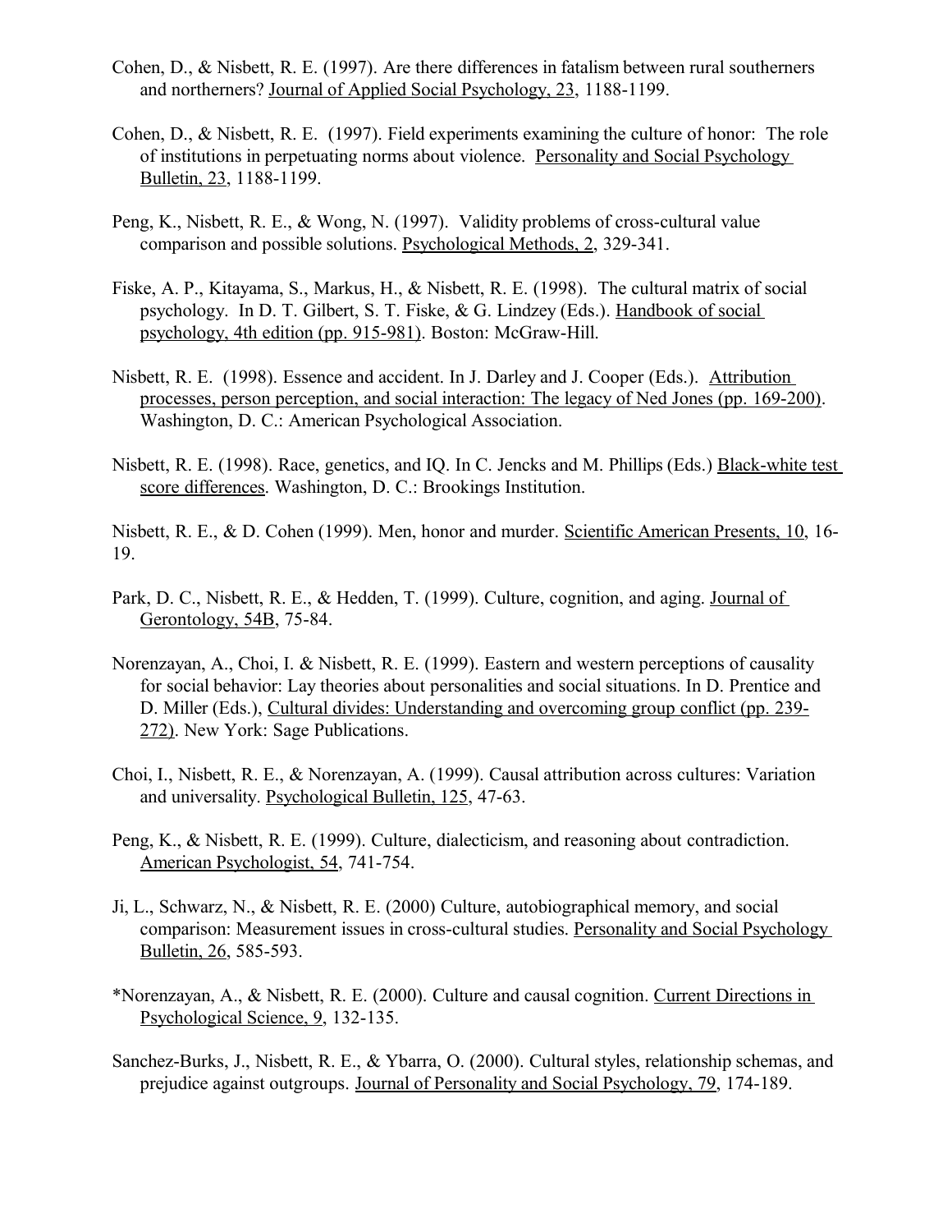Cohen, D., & Nisbett, R. E. (1997). Are there differences in fatalism between rural southerners and northerners? Journal of Applied Social Psychology, 23, 1188-1199.

Cohen, D., & Nisbett, R. E. (1997). Field experiments examining the culture of honor: The role of institutions in perpetuating norms about violence. Personality and Social Psychology Bulletin, 23, 1188-1199.

Peng, K., Nisbett, R. E., & Wong, N. (1997). Validity problems of cross-cultural value comparison and possible solutions. Psychological Methods, 2, 329-341.

Fiske, A. P., Kitayama, S., Markus, H., & Nisbett, R. E. (1998). The cultural matrix of social psychology. In D. T. Gilbert, S. T. Fiske, & G. Lindzey (Eds.). Handbook of social psychology, 4th edition (pp. 915-981). Boston: McGraw-Hill.

Nisbett, R. E. (1998). Essence and accident. In J. Darley and J. Cooper (Eds.). Attribution processes, person perception, and social interaction: The legacy of Ned Jones (pp. 169-200). Washington, D. C.: American Psychological Association.

Nisbett, R. E. (1998). Race, genetics, and IQ. In C. Jencks and M. Phillips (Eds.) Black-white test score differences. Washington, D. C.: Brookings Institution.

Nisbett, R. E., & D. Cohen (1999). Men, honor and murder. Scientific American Presents, 10, 16-19.

Park, D. C., Nisbett, R. E., & Hedden, T. (1999). Culture, cognition, and aging. Journal of Gerontology, 54B, 75-84.

Norenzayan, A., Choi, I. & Nisbett, R. E. (1999). Eastern and western perceptions of causality for social behavior: Lay theories about personalities and social situations. In D. Prentice and D. Miller (Eds.), Cultural divides: Understanding and overcoming group conflict (pp. 239-272). New York: Sage Publications.

Choi, I., Nisbett, R. E., & Norenzayan, A. (1999). Causal attribution across cultures: Variation and universality. Psychological Bulletin, 125, 47-63.

Peng, K., & Nisbett, R. E. (1999). Culture, dialecticism, and reasoning about contradiction. American Psychologist, 54, 741-754.

Ji, L., Schwarz, N., & Nisbett, R. E. (2000) Culture, autobiographical memory, and social comparison: Measurement issues in cross-cultural studies. Personality and Social Psychology Bulletin, 26, 585-593.

*Norenzayan, A., & Nisbett, R. E. (2000). Culture and causal cognition. Current Directions in Psychological Science, 9, 132-135.

Sanchez-Burks, J., Nisbett, R. E., & Ybarra, O. (2000). Cultural styles, relationship schemas, and prejudice against outgroups. Journal of Personality and Social Psychology, 79, 174-189.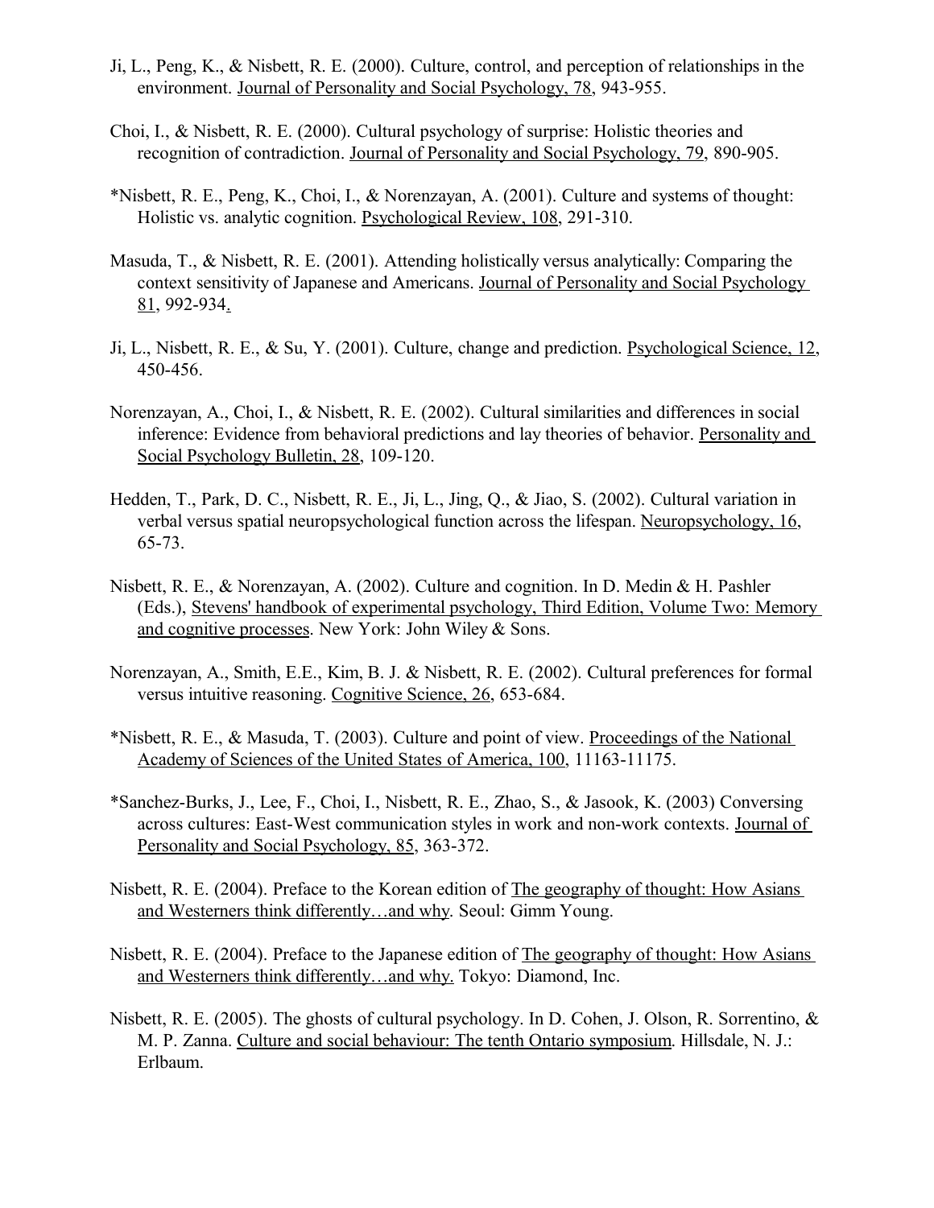Ji, L., Peng, K., & Nisbett, R. E. (2000). Culture, control, and perception of relationships in the environment. Journal of Personality and Social Psychology, 78, 943-955.

Choi, I., & Nisbett, R. E. (2000). Cultural psychology of surprise: Holistic theories and recognition of contradiction. Journal of Personality and Social Psychology, 79, 890-905.

*Nisbett, R. E., Peng, K., Choi, I., & Norenzayan, A. (2001). Culture and systems of thought: Holistic vs. analytic cognition. Psychological Review, 108, 291-310.

Masuda, T., & Nisbett, R. E. (2001). Attending holistically versus analytically: Comparing the context sensitivity of Japanese and Americans. Journal of Personality and Social Psychology 81, 992-934.

Ji, L., Nisbett, R. E., & Su, Y. (2001). Culture, change and prediction. Psychological Science, 12, 450-456.

Norenzayan, A., Choi, I., & Nisbett, R. E. (2002). Cultural similarities and differences in social inference: Evidence from behavioral predictions and lay theories of behavior. Personality and Social Psychology Bulletin, 28, 109-120.

Hedden, T., Park, D. C., Nisbett, R. E., Ji, L., Jing, Q., & Jiao, S. (2002). Cultural variation in verbal versus spatial neuropsychological function across the lifespan. Neuropsychology, 16, 65-73.

Nisbett, R. E., & Norenzayan, A. (2002). Culture and cognition. In D. Medin & H. Pashler (Eds.), Stevens' handbook of experimental psychology, Third Edition, Volume Two: Memory and cognitive processes. New York: John Wiley & Sons.

Norenzayan, A., Smith, E.E., Kim, B. J. & Nisbett, R. E. (2002). Cultural preferences for formal versus intuitive reasoning. Cognitive Science, 26, 653-684.

*Nisbett, R. E., & Masuda, T. (2003). Culture and point of view. Proceedings of the National Academy of Sciences of the United States of America, 100, 11163-11175.

*Sanchez-Burks, J., Lee, F., Choi, I., Nisbett, R. E., Zhao, S., & Jasook, K. (2003) Conversing across cultures: East-West communication styles in work and non-work contexts. Journal of Personality and Social Psychology, 85, 363-372.

Nisbett, R. E. (2004). Preface to the Korean edition of The geography of thought: How Asians and Westerners think differently…and why. Seoul: Gimm Young.

Nisbett, R. E. (2004). Preface to the Japanese edition of The geography of thought: How Asians and Westerners think differently…and why. Tokyo: Diamond, Inc.

Nisbett, R. E. (2005). The ghosts of cultural psychology. In D. Cohen, J. Olson, R. Sorrentino, & M. P. Zanna. Culture and social behaviour: The tenth Ontario symposium. Hillsdale, N. J.: Erlbaum.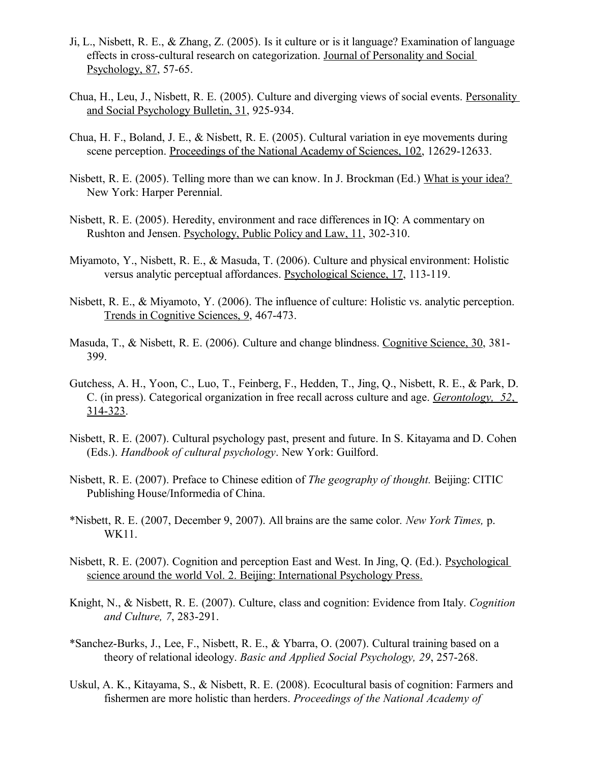Ji, L., Nisbett, R. E., & Zhang, Z. (2005). Is it culture or is it language? Examination of language effects in cross-cultural research on categorization. Journal of Personality and Social Psychology, 87, 57-65.

Chua, H., Leu, J., Nisbett, R. E. (2005). Culture and diverging views of social events. Personality and Social Psychology Bulletin, 31, 925-934.

Chua, H. F., Boland, J. E., & Nisbett, R. E. (2005). Cultural variation in eye movements during scene perception. Proceedings of the National Academy of Sciences, 102, 12629-12633.

Nisbett, R. E. (2005). Telling more than we can know. In J. Brockman (Ed.) What is your idea? New York: Harper Perennial.

Nisbett, R. E. (2005). Heredity, environment and race differences in IQ: A commentary on Rushton and Jensen. Psychology, Public Policy and Law, 11, 302-310.

Miyamoto, Y., Nisbett, R. E., & Masuda, T. (2006). Culture and physical environment: Holistic versus analytic perceptual affordances. Psychological Science, 17, 113-119.

Nisbett, R. E., & Miyamoto, Y. (2006). The influence of culture: Holistic vs. analytic perception. Trends in Cognitive Sciences, 9, 467-473.

Masuda, T., & Nisbett, R. E. (2006). Culture and change blindness. Cognitive Science, 30, 381-399.

Gutchess, A. H., Yoon, C., Luo, T., Feinberg, F., Hedden, T., Jing, Q., Nisbett, R. E., & Park, D. C. (in press). Categorical organization in free recall across culture and age. *Gerontology, 52*, 314-323.

Nisbett, R. E. (2007). Cultural psychology past, present and future. In S. Kitayama and D. Cohen (Eds.). *Handbook of cultural psychology*. New York: Guilford.

Nisbett, R. E. (2007). Preface to Chinese edition of *The geography of thought.* Beijing: CITIC Publishing House/Informedia of China.

*Nisbett, R. E. (2007, December 9, 2007). All brains are the same color. *New York Times,* p. WK11.

Nisbett, R. E. (2007). Cognition and perception East and West. In Jing, Q. (Ed.). Psychological science around the world Vol. 2. Beijing: International Psychology Press.

Knight, N., & Nisbett, R. E. (2007). Culture, class and cognition: Evidence from Italy. *Cognition and Culture, 7*, 283-291.

*Sanchez-Burks, J., Lee, F., Nisbett, R. E., & Ybarra, O. (2007). Cultural training based on a theory of relational ideology. *Basic and Applied Social Psychology, 29*, 257-268.

Uskul, A. K., Kitayama, S., & Nisbett, R. E. (2008). Ecocultural basis of cognition: Farmers and fishermen are more holistic than herders. *Proceedings of the National Academy of*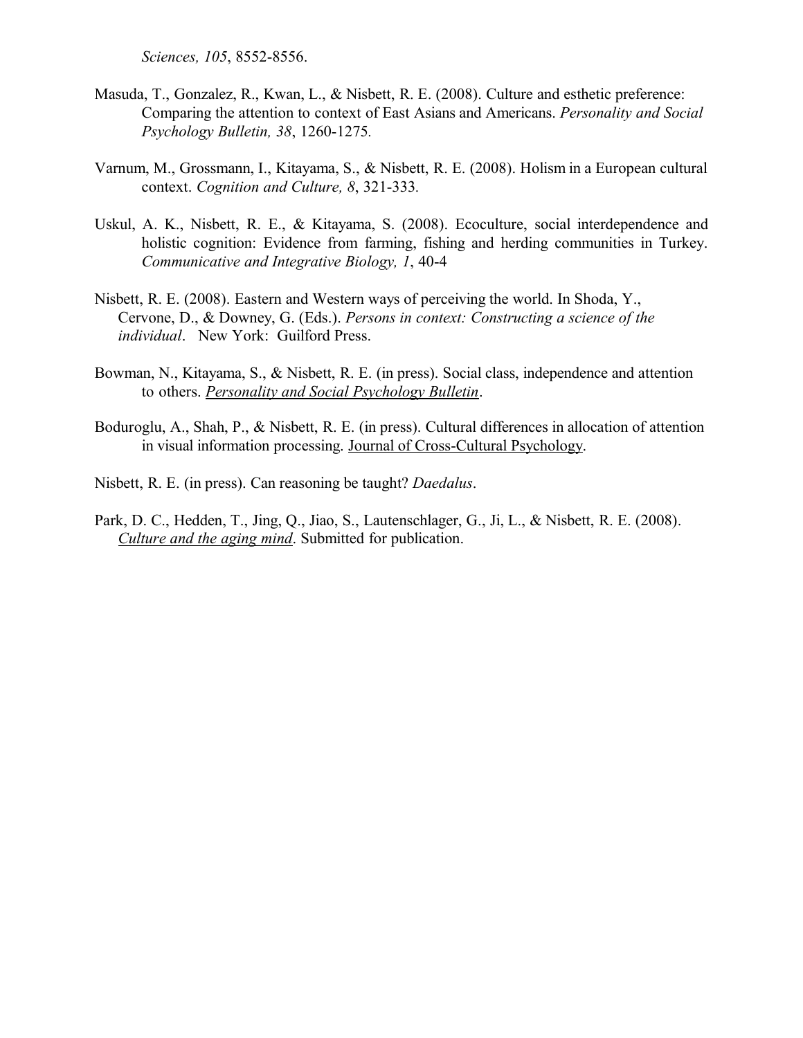*Sciences, 105*, 8552-8556.

Masuda, T., Gonzalez, R., Kwan, L., & Nisbett, R. E. (2008). Culture and esthetic preference: Comparing the attention to context of East Asians and Americans. *Personality and Social Psychology Bulletin, 38*, 1260-1275.

Varnum, M., Grossmann, I., Kitayama, S., & Nisbett, R. E. (2008). Holism in a European cultural context. *Cognition and Culture, 8*, 321-333.

Uskul, A. K., Nisbett, R. E., & Kitayama, S. (2008). Ecoculture, social interdependence and holistic cognition: Evidence from farming, fishing and herding communities in Turkey. *Communicative and Integrative Biology, 1*, 40-4

Nisbett, R. E. (2008). Eastern and Western ways of perceiving the world. In Shoda, Y., Cervone, D., & Downey, G. (Eds.). *Persons in context: Constructing a science of the individual*. New York: Guilford Press.

Bowman, N., Kitayama, S., & Nisbett, R. E. (in press). Social class, independence and attention to others. *Personality and Social Psychology Bulletin*.

Boduroglu, A., Shah, P., & Nisbett, R. E. (in press). Cultural differences in allocation of attention in visual information processing. Journal of Cross-Cultural Psychology.

Nisbett, R. E. (in press). Can reasoning be taught? *Daedalus*.

Park, D. C., Hedden, T., Jing, Q., Jiao, S., Lautenschlager, G., Ji, L., & Nisbett, R. E. (2008). *Culture and the aging mind*. Submitted for publication.